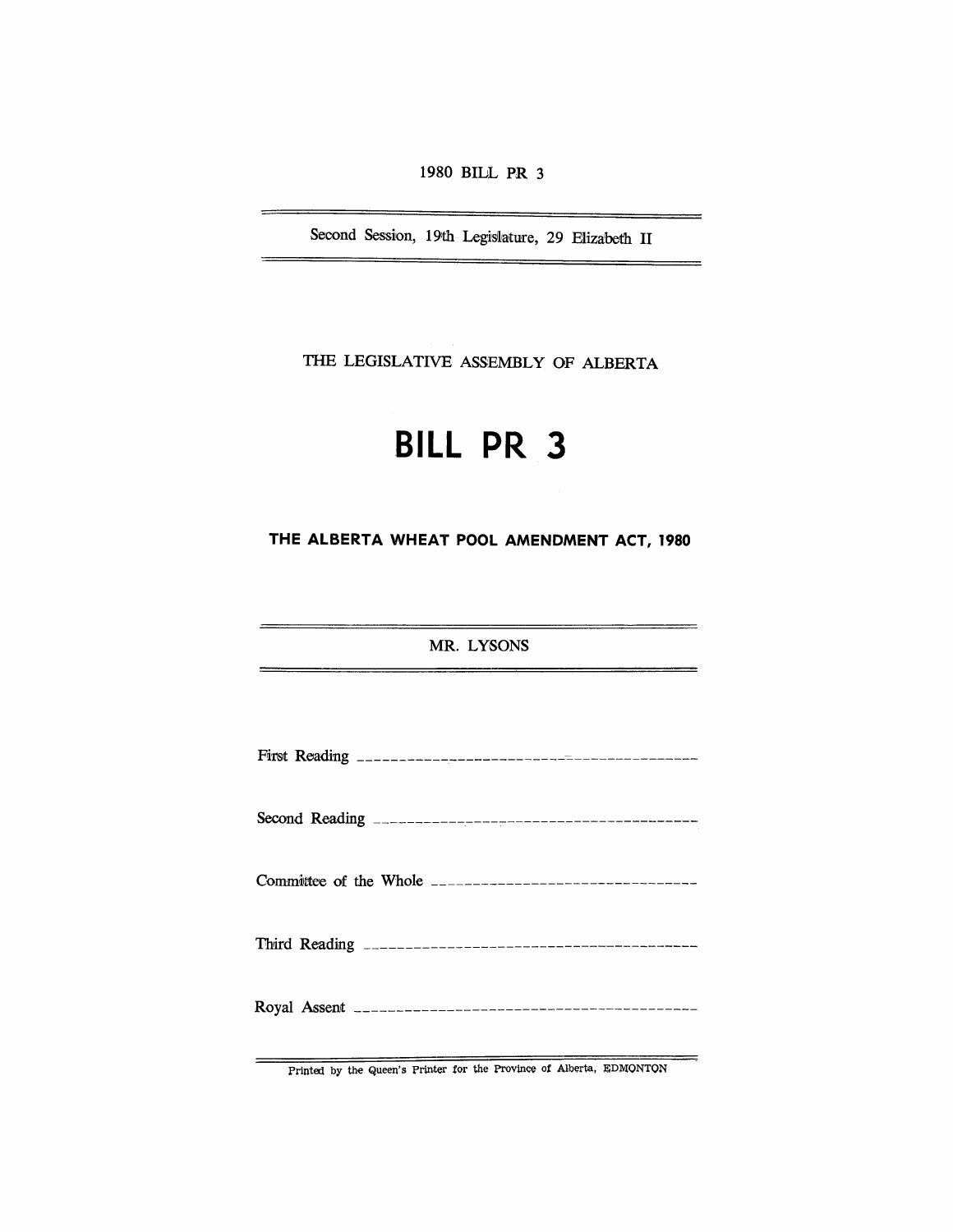1980 BILL PR 3

---

Second Session, 19th Legislature, 29 Elizabeth II

---

THE LEGISLATIVE ASSEMBLY OF ALBERTA

# BILL PR 3

## THE ALBERTA WHEAT POOL AMENDMENT ACT, 1980

---

MR. LYSONS

---

First Reading ----------------------------------------

Second Reading ----------------------------------------

Committee of the Whole ----------------------------------------

Third Reading ----------------------------------------

Royal Assent ----------------------------------------

---

Printed by the Queen's Printer for the Province of Alberta, EDMONTON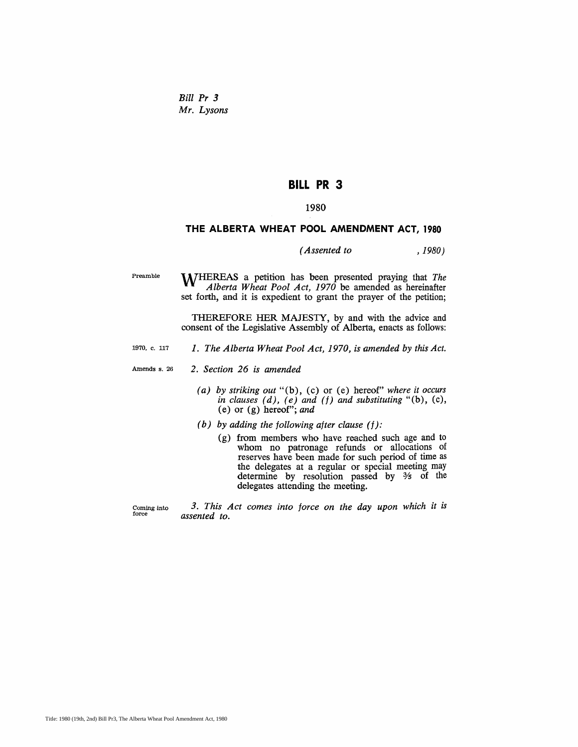*Bill Pr 3*
*Mr. Lysons*

# BILL PR 3

1980

## THE ALBERTA WHEAT POOL AMENDMENT ACT, 1980

*(Assented to , 1980)*

Preamble

WHEREAS a petition has been presented praying that *The Alberta Wheat Pool Act, 1970* be amended as hereinafter set forth, and it is expedient to grant the prayer of the petition;

THEREFORE HER MAJESTY, by and with the advice and consent of the Legislative Assembly of Alberta, enacts as follows:

1970, c. 117

*1. The Alberta Wheat Pool Act, 1970, is amended by this Act.*

Amends s. 26

*2. Section 26 is amended*

*(a) by striking out* "(b), (c) or (e) hereof" *where it occurs in clauses (d), (e) and (f) and substituting* "(b), (c), (e) or (g) hereof"; *and*

*(b) by adding the following after clause (f):*

(g) from members who have reached such age and to whom no patronage refunds or allocations of reserves have been made for such period of time as the delegates at a regular or special meeting may determine by resolution passed by ⅗ of the delegates attending the meeting.

Coming into force

*3. This Act comes into force on the day upon which it is assented to.*